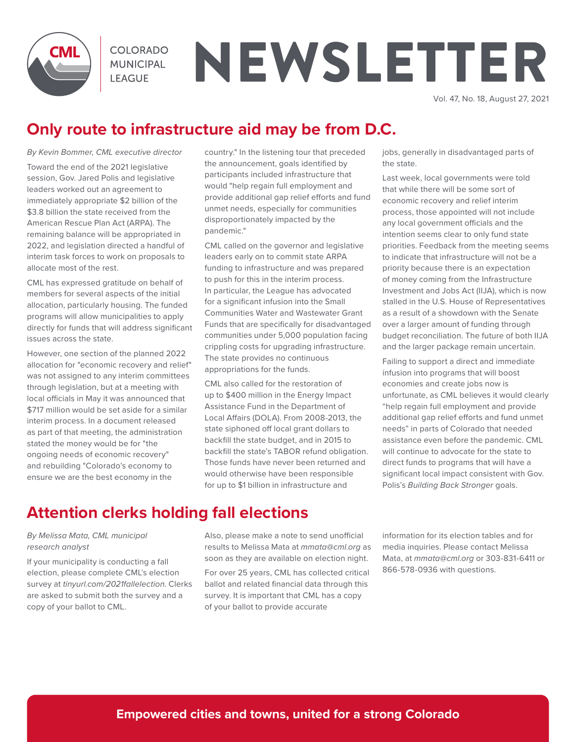# COLORADO MUNICIPAL LEAGUE NEWSLETTER

Vol. 47, No. 18, August 27, 2021

## Only route to infrastructure aid may be from D.C.

*By Kevin Bommer, CML executive director*

Toward the end of the 2021 legislative session, Gov. Jared Polis and legislative leaders worked out an agreement to immediately appropriate $2 billion of the $3.8 billion the state received from the American Rescue Plan Act (ARPA). The remaining balance will be appropriated in 2022, and legislation directed a handful of interim task forces to work on proposals to allocate most of the rest.

CML has expressed gratitude on behalf of members for several aspects of the initial allocation, particularly housing. The funded programs will allow municipalities to apply directly for funds that will address significant issues across the state.

However, one section of the planned 2022 allocation for "economic recovery and relief" was not assigned to any interim committees through legislation, but at a meeting with local officials in May it was announced that $717 million would be set aside for a similar interim process. In a document released as part of that meeting, the administration stated the money would be for "the ongoing needs of economic recovery" and rebuilding "Colorado's economy to ensure we are the best economy in the country." In the listening tour that preceded the announcement, goals identified by participants included infrastructure that would "help regain full employment and provide additional gap relief efforts and fund unmet needs, especially for communities disproportionately impacted by the pandemic."

CML called on the governor and legislative leaders early on to commit state ARPA funding to infrastructure and was prepared to push for this in the interim process. In particular, the League has advocated for a significant infusion into the Small Communities Water and Wastewater Grant Funds that are specifically for disadvantaged communities under 5,000 population facing crippling costs for upgrading infrastructure. The state provides no continuous appropriations for the funds.

CML also called for the restoration of up to $400 million in the Energy Impact Assistance Fund in the Department of Local Affairs (DOLA). From 2008-2013, the state siphoned off local grant dollars to backfill the state budget, and in 2015 to backfill the state's TABOR refund obligation. Those funds have never been returned and would otherwise have been responsible for up to $1 billion in infrastructure and jobs, generally in disadvantaged parts of the state.

Last week, local governments were told that while there will be some sort of economic recovery and relief interim process, those appointed will not include any local government officials and the intention seems clear to only fund state priorities. Feedback from the meeting seems to indicate that infrastructure will not be a priority because there is an expectation of money coming from the Infrastructure Investment and Jobs Act (IIJA), which is now stalled in the U.S. House of Representatives as a result of a showdown with the Senate over a larger amount of funding through budget reconciliation. The future of both IIJA and the larger package remain uncertain.

Failing to support a direct and immediate infusion into programs that will boost economies and create jobs now is unfortunate, as CML believes it would clearly "help regain full employment and provide additional gap relief efforts and fund unmet needs" in parts of Colorado that needed assistance even before the pandemic. CML will continue to advocate for the state to direct funds to programs that will have a significant local impact consistent with Gov. Polis's *Building Back Stronger* goals.

## Attention clerks holding fall elections

*By Melissa Mata, CML municipal research analyst*

If your municipality is conducting a fall election, please complete CML's election survey at *tinyurl.com/2021fallelection.* Clerks are asked to submit both the survey and a copy of your ballot to CML.

Also, please make a note to send unofficial results to Melissa Mata at *mmata@cml.org* as soon as they are available on election night.

For over 25 years, CML has collected critical ballot and related financial data through this survey. It is important that CML has a copy of your ballot to provide accurate information for its election tables and for media inquiries. Please contact Melissa Mata, at *mmata@cml.org* or 303-831-6411 or 866-578-0936 with questions.

**Empowered cities and towns, united for a strong Colorado**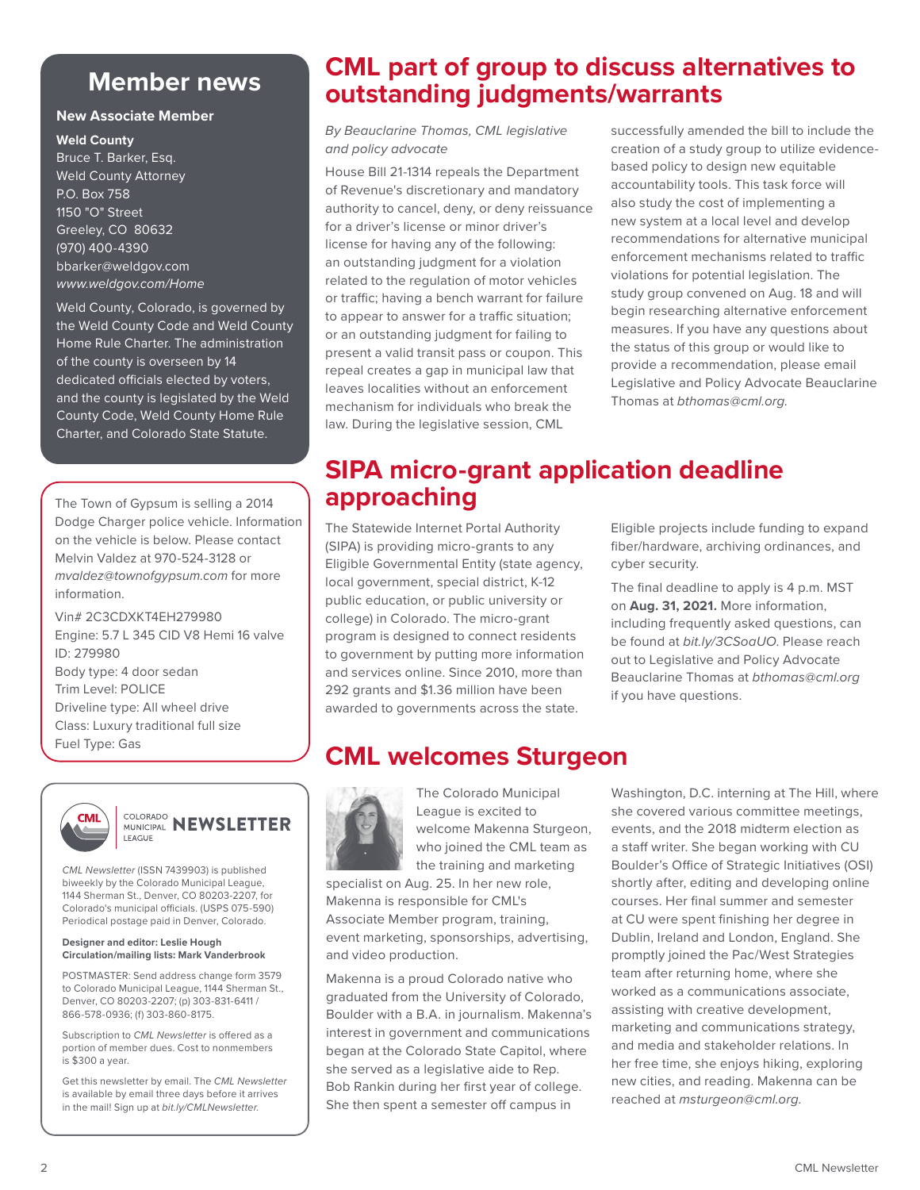## Member news

### New Associate Member

**Weld County**
Bruce T. Barker, Esq.
Weld County Attorney
P.O. Box 758
1150 "O" Street
Greeley, CO 80632
(970) 400-4390
bbarker@weldgov.com
*www.weldgov.com/Home*

Weld County, Colorado, is governed by the Weld County Code and Weld County Home Rule Charter. The administration of the county is overseen by 14 dedicated officials elected by voters, and the county is legislated by the Weld County Code, Weld County Home Rule Charter, and Colorado State Statute.

---

The Town of Gypsum is selling a 2014 Dodge Charger police vehicle. Information on the vehicle is below. Please contact Melvin Valdez at 970-524-3128 or *mvaldez@townofgypsum.com* for more information.

Vin# 2C3CDXKT4EH279980
Engine: 5.7 L 345 CID V8 Hemi 16 valve
ID: 279980
Body type: 4 door sedan
Trim Level: POLICE
Driveline type: All wheel drive
Class: Luxury traditional full size
Fuel Type: Gas

---

COLORADO MUNICIPAL LEAGUE NEWSLETTER

*CML Newsletter* (ISSN 7439903) is published biweekly by the Colorado Municipal League, 1144 Sherman St., Denver, CO 80203-2207, for Colorado's municipal officials. (USPS 075-590) Periodical postage paid in Denver, Colorado.

**Designer and editor: Leslie Hough**
**Circulation/mailing lists: Mark Vanderbrook**

POSTMASTER: Send address change form 3579 to Colorado Municipal League, 1144 Sherman St., Denver, CO 80203-2207; (p) 303-831-6411 / 866-578-0936; (f) 303-860-8175.

Subscription to *CML Newsletter* is offered as a portion of member dues. Cost to nonmembers is $300 a year.

Get this newsletter by email. The *CML Newsletter* is available by email three days before it arrives in the mail! Sign up at *bit.ly/CMLNewsletter.*

# CML part of group to discuss alternatives to outstanding judgments/warrants

*By Beauclarine Thomas, CML legislative and policy advocate*

House Bill 21-1314 repeals the Department of Revenue's discretionary and mandatory authority to cancel, deny, or deny reissuance for a driver's license or minor driver's license for having any of the following: an outstanding judgment for a violation related to the regulation of motor vehicles or traffic; having a bench warrant for failure to appear to answer for a traffic situation; or an outstanding judgment for failing to present a valid transit pass or coupon. This repeal creates a gap in municipal law that leaves localities without an enforcement mechanism for individuals who break the law. During the legislative session, CML successfully amended the bill to include the creation of a study group to utilize evidence-based policy to design new equitable accountability tools. This task force will also study the cost of implementing a new system at a local level and develop recommendations for alternative municipal enforcement mechanisms related to traffic violations for potential legislation. The study group convened on Aug. 18 and will begin researching alternative enforcement measures. If you have any questions about the status of this group or would like to provide a recommendation, please email Legislative and Policy Advocate Beauclarine Thomas at *bthomas@cml.org.*

# SIPA micro-grant application deadline approaching

The Statewide Internet Portal Authority (SIPA) is providing micro-grants to any Eligible Governmental Entity (state agency, local government, special district, K-12 public education, or public university or college) in Colorado. The micro-grant program is designed to connect residents to government by putting more information and services online. Since 2010, more than 292 grants and $1.36 million have been awarded to governments across the state.

Eligible projects include funding to expand fiber/hardware, archiving ordinances, and cyber security.

The final deadline to apply is 4 p.m. MST on **Aug. 31, 2021.** More information, including frequently asked questions, can be found at *bit.ly/3CSoaUO*. Please reach out to Legislative and Policy Advocate Beauclarine Thomas at *bthomas@cml.org* if you have questions.

# CML welcomes Sturgeon

The Colorado Municipal League is excited to welcome Makenna Sturgeon, who joined the CML team as the training and marketing specialist on Aug. 25. In her new role, Makenna is responsible for CML's Associate Member program, training, event marketing, sponsorships, advertising, and video production.

Makenna is a proud Colorado native who graduated from the University of Colorado, Boulder with a B.A. in journalism. Makenna's interest in government and communications began at the Colorado State Capitol, where she served as a legislative aide to Rep. Bob Rankin during her first year of college. She then spent a semester off campus in Washington, D.C. interning at The Hill, where she covered various committee meetings, events, and the 2018 midterm election as a staff writer. She began working with CU Boulder's Office of Strategic Initiatives (OSI) shortly after, editing and developing online courses. Her final summer and semester at CU were spent finishing her degree in Dublin, Ireland and London, England. She promptly joined the Pac/West Strategies team after returning home, where she worked as a communications associate, assisting with creative development, marketing and communications strategy, and media and stakeholder relations. In her free time, she enjoys hiking, exploring new cities, and reading. Makenna can be reached at *msturgeon@cml.org.*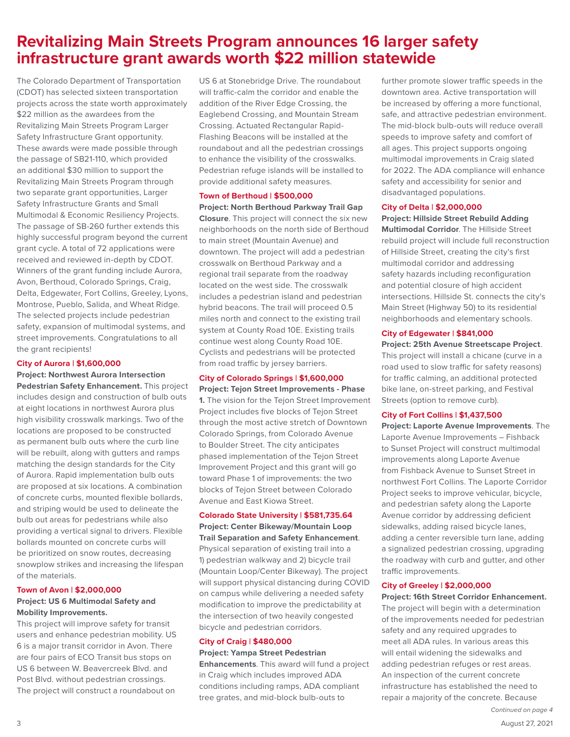# Revitalizing Main Streets Program announces 16 larger safety infrastructure grant awards worth $22 million statewide

The Colorado Department of Transportation (CDOT) has selected sixteen transportation projects across the state worth approximately $22 million as the awardees from the Revitalizing Main Streets Program Larger Safety Infrastructure Grant opportunity. These awards were made possible through the passage of SB21-110, which provided an additional $30 million to support the Revitalizing Main Streets Program through two separate grant opportunities, Larger Safety Infrastructure Grants and Small Multimodal & Economic Resiliency Projects. The passage of SB-260 further extends this highly successful program beyond the current grant cycle. A total of 72 applications were received and reviewed in-depth by CDOT. Winners of the grant funding include Aurora, Avon, Berthoud, Colorado Springs, Craig, Delta, Edgewater, Fort Collins, Greeley, Lyons, Montrose, Pueblo, Salida, and Wheat Ridge. The selected projects include pedestrian safety, expansion of multimodal systems, and street improvements. Congratulations to all the grant recipients!

**City of Aurora | $1,600,000**

**Project: Northwest Aurora Intersection Pedestrian Safety Enhancement.** This project includes design and construction of bulb outs at eight locations in northwest Aurora plus high visibility crosswalk markings. Two of the locations are proposed to be constructed as permanent bulb outs where the curb line will be rebuilt, along with gutters and ramps matching the design standards for the City of Aurora. Rapid implementation bulb outs are proposed at six locations. A combination of concrete curbs, mounted flexible bollards, and striping would be used to delineate the bulb out areas for pedestrians while also providing a vertical signal to drivers. Flexible bollards mounted on concrete curbs will be prioritized on snow routes, decreasing snowplow strikes and increasing the lifespan of the materials.

**Town of Avon | $2,000,000**

**Project: US 6 Multimodal Safety and Mobility Improvements.**

This project will improve safety for transit users and enhance pedestrian mobility. US 6 is a major transit corridor in Avon. There are four pairs of ECO Transit bus stops on US 6 between W. Beavercreek Blvd. and Post Blvd. without pedestrian crossings. The project will construct a roundabout on US 6 at Stonebridge Drive. The roundabout will traffic-calm the corridor and enable the addition of the River Edge Crossing, the Eaglebend Crossing, and Mountain Stream Crossing. Actuated Rectangular Rapid-Flashing Beacons will be installed at the roundabout and all the pedestrian crossings to enhance the visibility of the crosswalks. Pedestrian refuge islands will be installed to provide additional safety measures.

**Town of Berthoud | $500,000**

**Project: North Berthoud Parkway Trail Gap Closure**. This project will connect the six new neighborhoods on the north side of Berthoud to main street (Mountain Avenue) and downtown. The project will add a pedestrian crosswalk on Berthoud Parkway and a regional trail separate from the roadway located on the west side. The crosswalk includes a pedestrian island and pedestrian hybrid beacons. The trail will proceed 0.5 miles north and connect to the existing trail system at County Road 10E. Existing trails continue west along County Road 10E. Cyclists and pedestrians will be protected from road traffic by jersey barriers.

**City of Colorado Springs | $1,600,000**

**Project: Tejon Street Improvements - Phase 1.** The vision for the Tejon Street Improvement Project includes five blocks of Tejon Street through the most active stretch of Downtown Colorado Springs, from Colorado Avenue to Boulder Street. The city anticipates phased implementation of the Tejon Street Improvement Project and this grant will go toward Phase 1 of improvements: the two blocks of Tejon Street between Colorado Avenue and East Kiowa Street.

**Colorado State University | $581,735.64**

**Project: Center Bikeway/Mountain Loop Trail Separation and Safety Enhancement**. Physical separation of existing trail into a 1) pedestrian walkway and 2) bicycle trail (Mountain Loop/Center Bikeway). The project will support physical distancing during COVID on campus while delivering a needed safety modification to improve the predictability at the intersection of two heavily congested bicycle and pedestrian corridors.

**City of Craig | $480,000**

**Project: Yampa Street Pedestrian Enhancements**. This award will fund a project in Craig which includes improved ADA conditions including ramps, ADA compliant tree grates, and mid-block bulb-outs to further promote slower traffic speeds in the downtown area. Active transportation will be increased by offering a more functional, safe, and attractive pedestrian environment. The mid-block bulb-outs will reduce overall speeds to improve safety and comfort of all ages. This project supports ongoing multimodal improvements in Craig slated for 2022. The ADA compliance will enhance safety and accessibility for senior and disadvantaged populations.

**City of Delta | $2,000,000**

**Project: Hillside Street Rebuild Adding Multimodal Corridor**. The Hillside Street rebuild project will include full reconstruction of Hillside Street, creating the city's first multimodal corridor and addressing safety hazards including reconfiguration and potential closure of high accident intersections. Hillside St. connects the city's Main Street (Highway 50) to its residential neighborhoods and elementary schools.

**City of Edgewater | $841,000**

**Project: 25th Avenue Streetscape Project**. This project will install a chicane (curve in a road used to slow traffic for safety reasons) for traffic calming, an additional protected bike lane, on-street parking, and Festival Streets (option to remove curb).

**City of Fort Collins | $1,437,500**

**Project: Laporte Avenue Improvements**. The Laporte Avenue Improvements – Fishback to Sunset Project will construct multimodal improvements along Laporte Avenue from Fishback Avenue to Sunset Street in northwest Fort Collins. The Laporte Corridor Project seeks to improve vehicular, bicycle, and pedestrian safety along the Laporte Avenue corridor by addressing deficient sidewalks, adding raised bicycle lanes, adding a center reversible turn lane, adding a signalized pedestrian crossing, upgrading the roadway with curb and gutter, and other traffic improvements.

**City of Greeley | $2,000,000**

**Project: 16th Street Corridor Enhancement.** The project will begin with a determination of the improvements needed for pedestrian safety and any required upgrades to meet all ADA rules. In various areas this will entail widening the sidewalks and adding pedestrian refuges or rest areas. An inspection of the current concrete infrastructure has established the need to repair a majority of the concrete. Because

*Continued on page 4*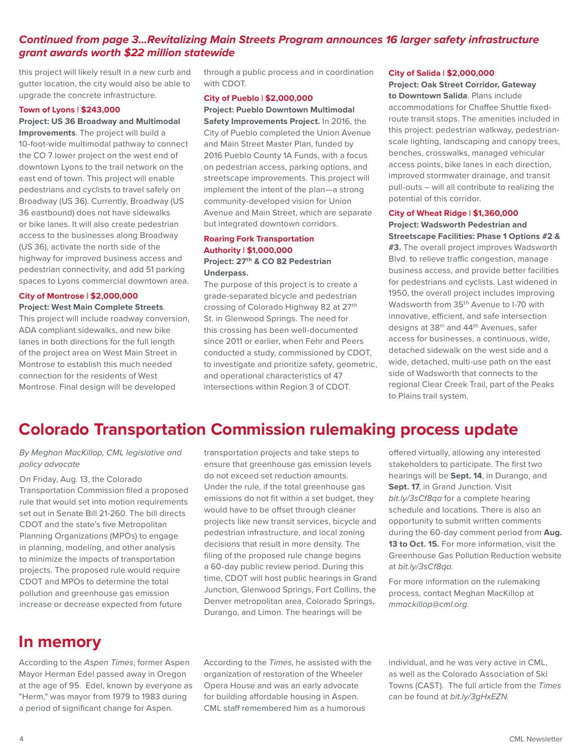### *Continued from page 3...Revitalizing Main Streets Program announces 16 larger safety infrastructure grant awards worth $22 million statewide*

this project will likely result in a new curb and gutter location, the city would also be able to upgrade the concrete infrastructure.

**Town of Lyons | $243,000**

**Project: US 36 Broadway and Multimodal Improvements**. The project will build a 10-foot-wide multimodal pathway to connect the CO 7 lower project on the west end of downtown Lyons to the trail network on the east end of town. This project will enable pedestrians and cyclists to travel safely on Broadway (US 36). Currently, Broadway (US 36 eastbound) does not have sidewalks or bike lanes. It will also create pedestrian access to the businesses along Broadway (US 36), activate the north side of the highway for improved business access and pedestrian connectivity, and add 51 parking spaces to Lyons commercial downtown area.

**City of Montrose | $2,000,000**

**Project: West Main Complete Streets**. This project will include roadway conversion, ADA compliant sidewalks, and new bike lanes in both directions for the full length of the project area on West Main Street in Montrose to establish this much needed connection for the residents of West Montrose. Final design will be developed through a public process and in coordination with CDOT.

**City of Pueblo | $2,000,000**

**Project: Pueblo Downtown Multimodal Safety Improvements Project.** In 2016, the City of Pueblo completed the Union Avenue and Main Street Master Plan, funded by 2016 Pueblo County 1A Funds, with a focus on pedestrian access, parking options, and streetscape improvements. This project will implement the intent of the plan—a strong community-developed vision for Union Avenue and Main Street, which are separate but integrated downtown corridors.

**Roaring Fork Transportation Authority | $1,000,000**

**Project: 27th & CO 82 Pedestrian Underpass.**

The purpose of this project is to create a grade-separated bicycle and pedestrian crossing of Colorado Highway 82 at 27th St. in Glenwood Springs. The need for this crossing has been well-documented since 2011 or earlier, when Fehr and Peers conducted a study, commissioned by CDOT, to investigate and prioritize safety, geometric, and operational characteristics of 47 intersections within Region 3 of CDOT.

**City of Salida | $2,000,000**

**Project: Oak Street Corridor, Gateway to Downtown Salida**. Plans include accommodations for Chaffee Shuttle fixed-route transit stops. The amenities included in this project: pedestrian walkway, pedestrian-scale lighting, landscaping and canopy trees, benches, crosswalks, managed vehicular access points, bike lanes in each direction, improved stormwater drainage, and transit pull-outs – will all contribute to realizing the potential of this corridor.

**City of Wheat Ridge | $1,360,000**

**Project: Wadsworth Pedestrian and Streetscape Facilities: Phase 1 Options #2 & #3.** The overall project improves Wadsworth Blvd. to relieve traffic congestion, manage business access, and provide better facilities for pedestrians and cyclists. Last widened in 1950, the overall project includes improving Wadsworth from 35th Avenue to I-70 with innovative, efficient, and safe intersection designs at 38th and 44th Avenues, safer access for businesses, a continuous, wide, detached sidewalk on the west side and a wide, detached, multi-use path on the east side of Wadsworth that connects to the regional Clear Creek Trail, part of the Peaks to Plains trail system.

# Colorado Transportation Commission rulemaking process update

*By Meghan MacKillop, CML legislative and policy advocate*

On Friday, Aug. 13, the Colorado Transportation Commission filed a proposed rule that would set into motion requirements set out in Senate Bill 21-260. The bill directs CDOT and the state's five Metropolitan Planning Organizations (MPOs) to engage in planning, modeling, and other analysis to minimize the impacts of transportation projects. The proposed rule would require CDOT and MPOs to determine the total pollution and greenhouse gas emission increase or decrease expected from future transportation projects and take steps to ensure that greenhouse gas emission levels do not exceed set reduction amounts. Under the rule, if the total greenhouse gas emissions do not fit within a set budget, they would have to be offset through cleaner projects like new transit services, bicycle and pedestrian infrastructure, and local zoning decisions that result in more density. The filing of the proposed rule change begins a 60-day public review period. During this time, CDOT will host public hearings in Grand Junction, Glenwood Springs, Fort Collins, the Denver metropolitan area, Colorado Springs, Durango, and Limon. The hearings will be offered virtually, allowing any interested stakeholders to participate. The first two hearings will be **Sept. 14**, in Durango, and **Sept. 17**, in Grand Junction. Visit *bit.ly/3sCf8qa* for a complete hearing schedule and locations. There is also an opportunity to submit written comments during the 60-day comment period from **Aug. 13 to Oct. 15.** For more information, visit the Greenhouse Gas Pollution Reduction website at *bit.ly/3sCf8qa*.

For more information on the rulemaking process, contact Meghan MacKillop at *mmackillop@cml.org*.

# In memory

According to the *Aspen Times*, former Aspen Mayor Herman Edel passed away in Oregon at the age of 95. Edel, known by everyone as "Herm," was mayor from 1979 to 1983 during a period of significant change for Aspen. According to the *Times*, he assisted with the organization of restoration of the Wheeler Opera House and was an early advocate for building affordable housing in Aspen. CML staff remembered him as a humorous individual, and he was very active in CML, as well as the Colorado Association of Ski Towns (CAST). The full article from the *Times* can be found at *bit.ly/3gHxEZN*.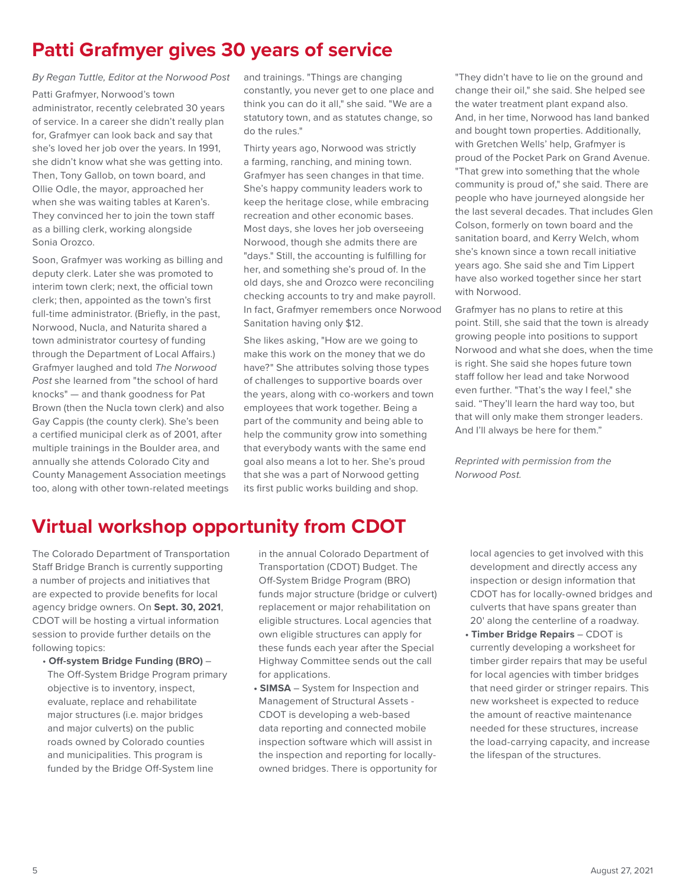## Patti Grafmyer gives 30 years of service

*By Regan Tuttle, Editor at the Norwood Post*

Patti Grafmyer, Norwood's town administrator, recently celebrated 30 years of service. In a career she didn't really plan for, Grafmyer can look back and say that she's loved her job over the years. In 1991, she didn't know what she was getting into. Then, Tony Gallob, on town board, and Ollie Odle, the mayor, approached her when she was waiting tables at Karen's. They convinced her to join the town staff as a billing clerk, working alongside Sonia Orozco.

Soon, Grafmyer was working as billing and deputy clerk. Later she was promoted to interim town clerk; next, the official town clerk; then, appointed as the town's first full-time administrator. (Briefly, in the past, Norwood, Nucla, and Naturita shared a town administrator courtesy of funding through the Department of Local Affairs.) Grafmyer laughed and told *The Norwood Post* she learned from "the school of hard knocks" — and thank goodness for Pat Brown (then the Nucla town clerk) and also Gay Cappis (the county clerk). She's been a certified municipal clerk as of 2001, after multiple trainings in the Boulder area, and annually she attends Colorado City and County Management Association meetings too, along with other town-related meetings and trainings. "Things are changing constantly, you never get to one place and think you can do it all," she said. "We are a statutory town, and as statutes change, so do the rules."

Thirty years ago, Norwood was strictly a farming, ranching, and mining town. Grafmyer has seen changes in that time. She's happy community leaders work to keep the heritage close, while embracing recreation and other economic bases. Most days, she loves her job overseeing Norwood, though she admits there are "days." Still, the accounting is fulfilling for her, and something she's proud of. In the old days, she and Orozco were reconciling checking accounts to try and make payroll. In fact, Grafmyer remembers once Norwood Sanitation having only $12.

She likes asking, "How are we going to make this work on the money that we do have?" She attributes solving those types of challenges to supportive boards over the years, along with co-workers and town employees that work together. Being a part of the community and being able to help the community grow into something that everybody wants with the same end goal also means a lot to her. She's proud that she was a part of Norwood getting its first public works building and shop. "They didn't have to lie on the ground and change their oil," she said. She helped see the water treatment plant expand also. And, in her time, Norwood has land banked and bought town properties. Additionally, with Gretchen Wells' help, Grafmyer is proud of the Pocket Park on Grand Avenue. "That grew into something that the whole community is proud of," she said. There are people who have journeyed alongside her the last several decades. That includes Glen Colson, formerly on town board and the sanitation board, and Kerry Welch, whom she's known since a town recall initiative years ago. She said she and Tim Lippert have also worked together since her start with Norwood.

Grafmyer has no plans to retire at this point. Still, she said that the town is already growing people into positions to support Norwood and what she does, when the time is right. She said she hopes future town staff follow her lead and take Norwood even further. "That's the way I feel," she said. "They'll learn the hard way too, but that will only make them stronger leaders. And I'll always be here for them."

*Reprinted with permission from the Norwood Post.*

## Virtual workshop opportunity from CDOT

The Colorado Department of Transportation Staff Bridge Branch is currently supporting a number of projects and initiatives that are expected to provide benefits for local agency bridge owners. On **Sept. 30, 2021**, CDOT will be hosting a virtual information session to provide further details on the following topics:

- **Off-system Bridge Funding (BRO)** – The Off-System Bridge Program primary objective is to inventory, inspect, evaluate, replace and rehabilitate major structures (i.e. major bridges and major culverts) on the public roads owned by Colorado counties and municipalities. This program is funded by the Bridge Off-System line in the annual Colorado Department of Transportation (CDOT) Budget. The Off-System Bridge Program (BRO) funds major structure (bridge or culvert) replacement or major rehabilitation on eligible structures. Local agencies that own eligible structures can apply for these funds each year after the Special Highway Committee sends out the call for applications.
- **SIMSA** – System for Inspection and Management of Structural Assets - CDOT is developing a web-based data reporting and connected mobile inspection software which will assist in the inspection and reporting for locally-owned bridges. There is opportunity for local agencies to get involved with this development and directly access any inspection or design information that CDOT has for locally-owned bridges and culverts that have spans greater than 20' along the centerline of a roadway.
- **Timber Bridge Repairs** – CDOT is currently developing a worksheet for timber girder repairs that may be useful for local agencies with timber bridges that need girder or stringer repairs. This new worksheet is expected to reduce the amount of reactive maintenance needed for these structures, increase the load-carrying capacity, and increase the lifespan of the structures.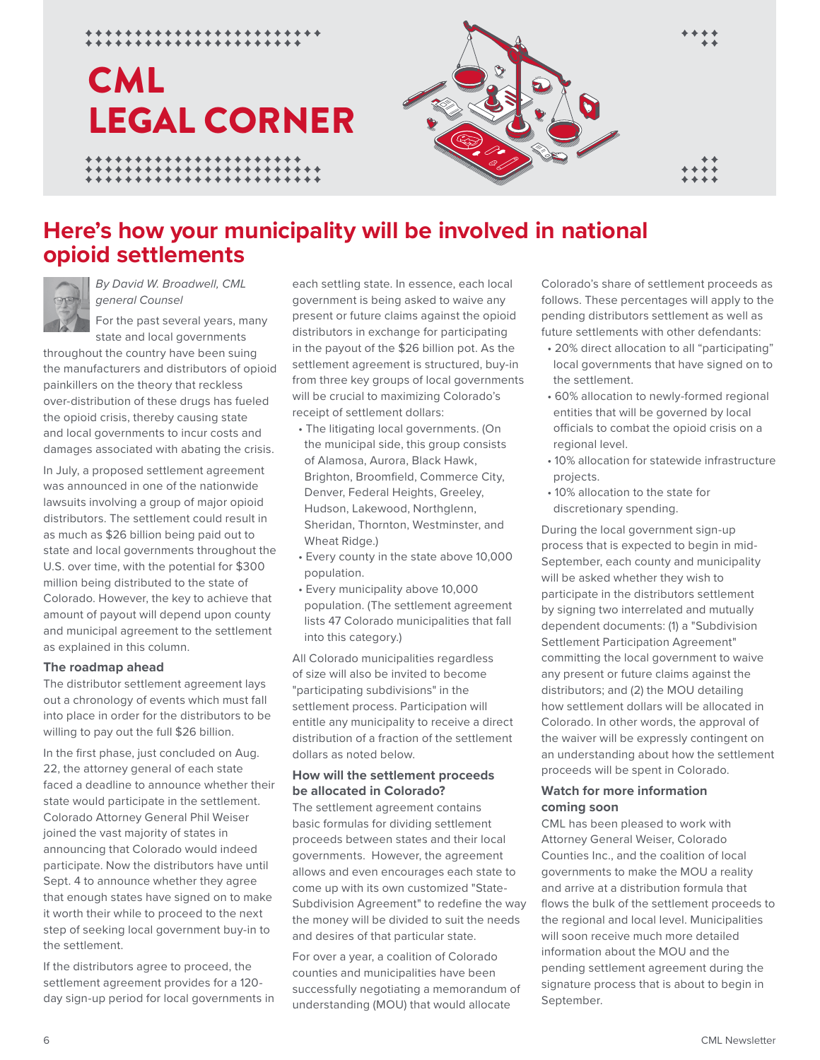# CML LEGAL CORNER

## Here's how your municipality will be involved in national opioid settlements

*By David W. Broadwell, CML general Counsel*

For the past several years, many state and local governments throughout the country have been suing the manufacturers and distributors of opioid painkillers on the theory that reckless over-distribution of these drugs has fueled the opioid crisis, thereby causing state and local governments to incur costs and damages associated with abating the crisis.

In July, a proposed settlement agreement was announced in one of the nationwide lawsuits involving a group of major opioid distributors. The settlement could result in as much as $26 billion being paid out to state and local governments throughout the U.S. over time, with the potential for $300 million being distributed to the state of Colorado. However, the key to achieve that amount of payout will depend upon county and municipal agreement to the settlement as explained in this column.

### The roadmap ahead

The distributor settlement agreement lays out a chronology of events which must fall into place in order for the distributors to be willing to pay out the full $26 billion.

In the first phase, just concluded on Aug. 22, the attorney general of each state faced a deadline to announce whether their state would participate in the settlement. Colorado Attorney General Phil Weiser joined the vast majority of states in announcing that Colorado would indeed participate. Now the distributors have until Sept. 4 to announce whether they agree that enough states have signed on to make it worth their while to proceed to the next step of seeking local government buy-in to the settlement.

If the distributors agree to proceed, the settlement agreement provides for a 120-day sign-up period for local governments in each settling state. In essence, each local government is being asked to waive any present or future claims against the opioid distributors in exchange for participating in the payout of the $26 billion pot. As the settlement agreement is structured, buy-in from three key groups of local governments will be crucial to maximizing Colorado's receipt of settlement dollars:

- The litigating local governments. (On the municipal side, this group consists of Alamosa, Aurora, Black Hawk, Brighton, Broomfield, Commerce City, Denver, Federal Heights, Greeley, Hudson, Lakewood, Northglenn, Sheridan, Thornton, Westminster, and Wheat Ridge.)
- Every county in the state above 10,000 population.
- Every municipality above 10,000 population. (The settlement agreement lists 47 Colorado municipalities that fall into this category.)

All Colorado municipalities regardless of size will also be invited to become "participating subdivisions" in the settlement process. Participation will entitle any municipality to receive a direct distribution of a fraction of the settlement dollars as noted below.

### How will the settlement proceeds be allocated in Colorado?

The settlement agreement contains basic formulas for dividing settlement proceeds between states and their local governments. However, the agreement allows and even encourages each state to come up with its own customized "State-Subdivision Agreement" to redefine the way the money will be divided to suit the needs and desires of that particular state.

For over a year, a coalition of Colorado counties and municipalities have been successfully negotiating a memorandum of understanding (MOU) that would allocate Colorado's share of settlement proceeds as follows. These percentages will apply to the pending distributors settlement as well as future settlements with other defendants:

- 20% direct allocation to all "participating" local governments that have signed on to the settlement.
- 60% allocation to newly-formed regional entities that will be governed by local officials to combat the opioid crisis on a regional level.
- 10% allocation for statewide infrastructure projects.
- 10% allocation to the state for discretionary spending.

During the local government sign-up process that is expected to begin in mid-September, each county and municipality will be asked whether they wish to participate in the distributors settlement by signing two interrelated and mutually dependent documents: (1) a "Subdivision Settlement Participation Agreement" committing the local government to waive any present or future claims against the distributors; and (2) the MOU detailing how settlement dollars will be allocated in Colorado. In other words, the approval of the waiver will be expressly contingent on an understanding about how the settlement proceeds will be spent in Colorado.

### Watch for more information coming soon

CML has been pleased to work with Attorney General Weiser, Colorado Counties Inc., and the coalition of local governments to make the MOU a reality and arrive at a distribution formula that flows the bulk of the settlement proceeds to the regional and local level. Municipalities will soon receive much more detailed information about the MOU and the pending settlement agreement during the signature process that is about to begin in September.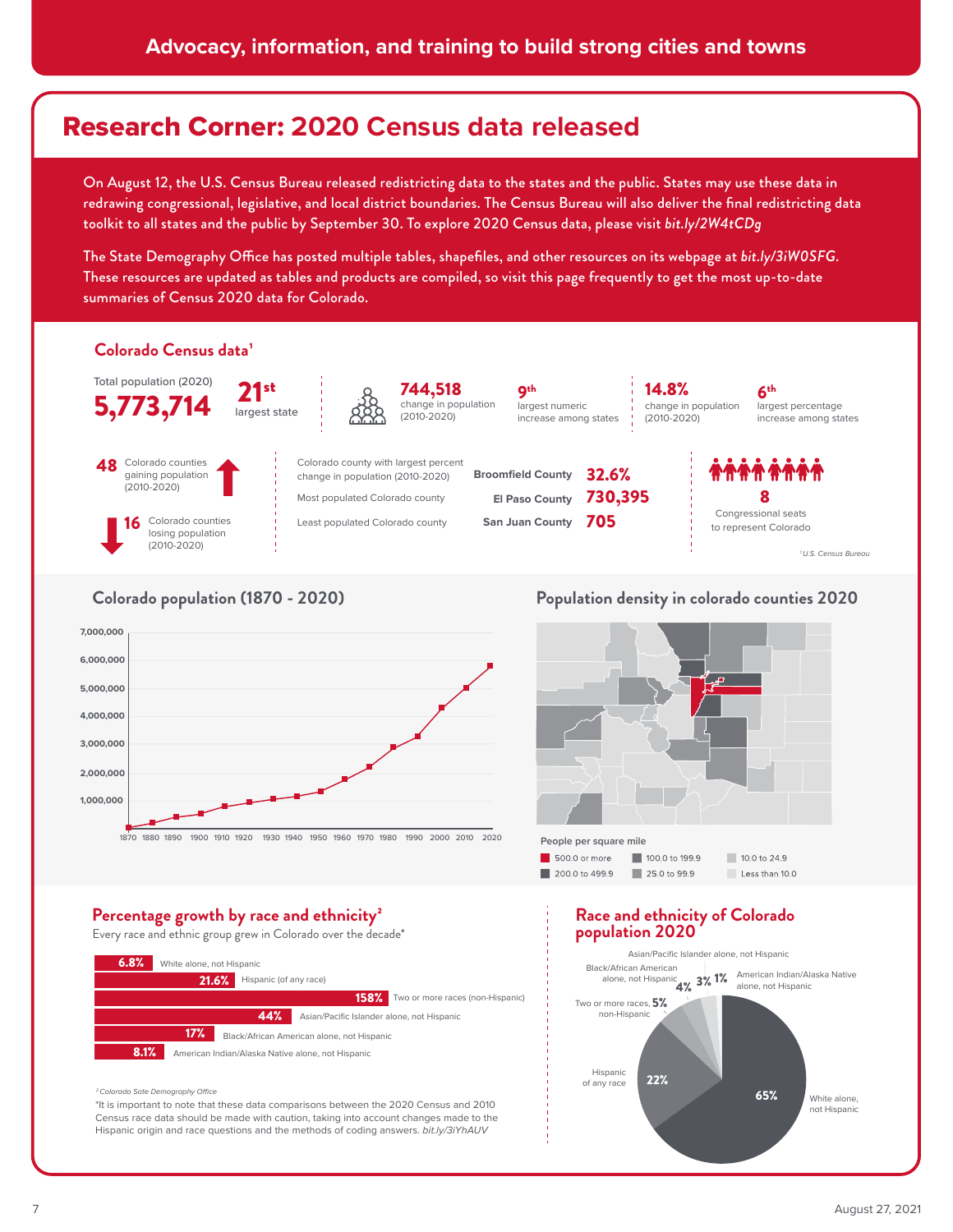Advocacy, information, and training to build strong cities and towns

# Research Corner: 2020 Census data released

On August 12, the U.S. Census Bureau released redistricting data to the states and the public. States may use these data in redrawing congressional, legislative, and local district boundaries. The Census Bureau will also deliver the final redistricting data toolkit to all states and the public by September 30. To explore 2020 Census data, please visit *bit.ly/2W4tCDg*

The State Demography Office has posted multiple tables, shapefiles, and other resources on its webpage at *bit.ly/3iW0SFG*. These resources are updated as tables and products are compiled, so visit this page frequently to get the most up-to-date summaries of Census 2020 data for Colorado.

## Colorado Census data[1]

Total population (2020) **5,773,714**

**21st** largest state

**744,518** change in population (2010-2020)

**9th** largest numeric increase among states

**14.8%** change in population (2010-2020)

**6th** largest percentage increase among states

**48** Colorado counties gaining population (2010-2020)

**16** Colorado counties losing population (2010-2020)

| | | |
|---|---|---|
| Colorado county with largest percent change in population (2010-2020) | Broomfield County | 32.6% |
| Most populated Colorado county | El Paso County | 730,395 |
| Least populated Colorado county | San Juan County | 705 |

**8** Congressional seats to represent Colorado

[1] U.S. Census Bureau

## Colorado population (1870 - 2020)

## Population density in colorado counties 2020

People per square mile: 500.0 or more; 200.0 to 499.9; 100.0 to 199.9; 25.0 to 99.9; 10.0 to 24.9; Less than 10.0

## Percentage growth by race and ethnicity[2]

Every race and ethnic group grew in Colorado over the decade*

| Growth | Group |
|---|---|
| 6.8% | White alone, not Hispanic |
| 21.6% | Hispanic (of any race) |
| 158% | Two or more races (non-Hispanic) |
| 44% | Asian/Pacific Islander alone, not Hispanic |
| 17% | Black/African American alone, not Hispanic |
| 8.1% | American Indian/Alaska Native alone, not Hispanic |

[2] *Colorado Sate Demography Office*

*It is important to note that these data comparisons between the 2020 Census and 2010 Census race data should be made with caution, taking into account changes made to the Hispanic origin and race questions and the methods of coding answers. *bit.ly/3iYhAUV*

## Race and ethnicity of Colorado population 2020

| Group | Share |
|---|---|
| White alone, not Hispanic | 65% |
| Hispanic of any race | 22% |
| Two or more races, non-Hispanic | 5% |
| Black/African American alone, not Hispanic | 4% |
| Asian/Pacific Islander alone, not Hispanic | 3% |
| American Indian/Alaska Native alone, not Hispanic | 1% |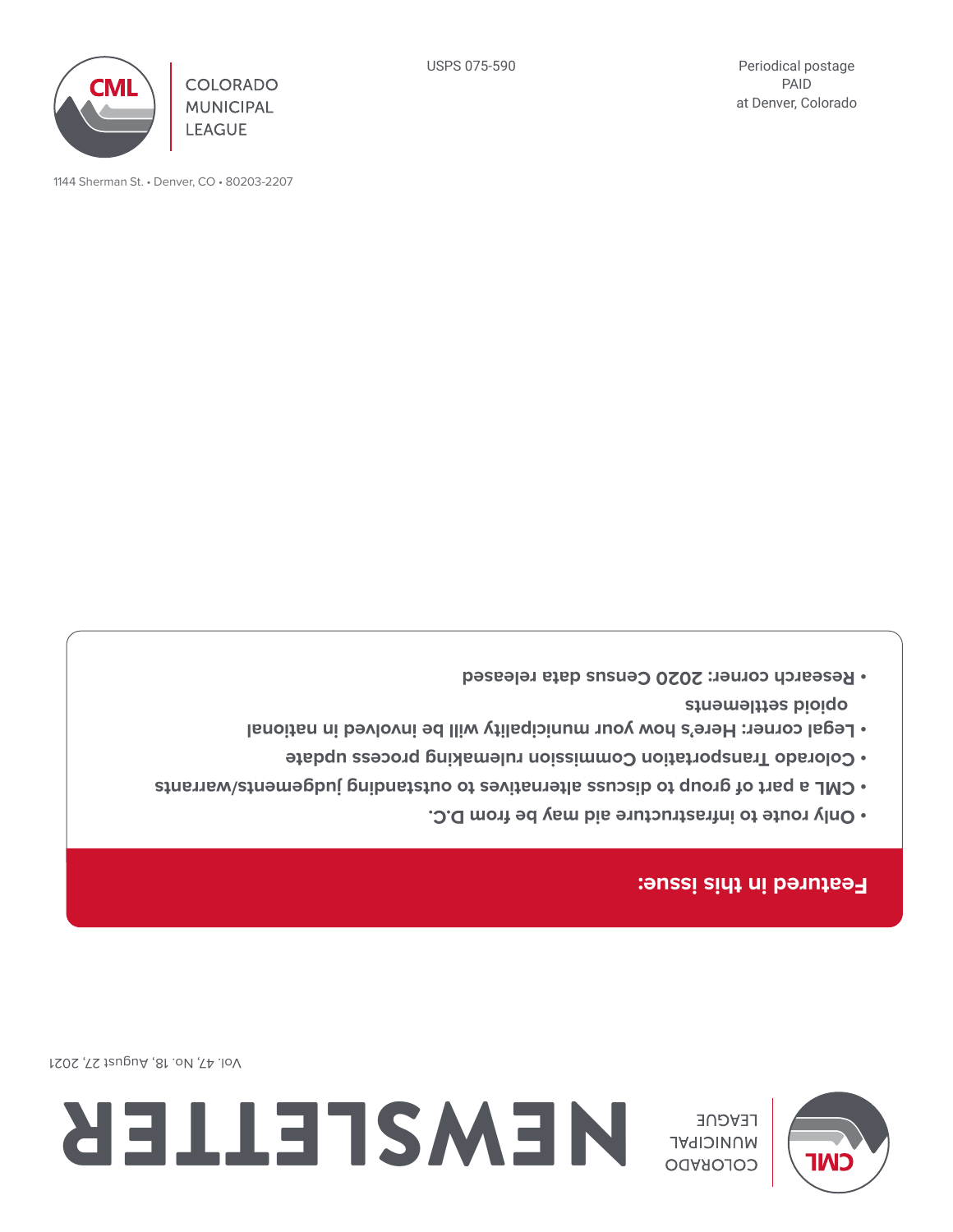COLORADO MUNICIPAL LEAGUE

1144 Sherman St. • Denver, CO • 80203-2207

USPS 075-590

Periodical postage
PAID
at Denver, Colorado

# NEWSLETTER

Vol. 47, No. 18, August 27, 2021

COLORADO MUNICIPAL LEAGUE

## Featured in this issue:

- Only route to infrastructure aid may be from D.C.
- CML a part of group to discuss alternatives to outstanding judgements/warrants
- Colorado Transportation Commission rulemaking process update
- Legal corner: Here's how your municipality will be involved in national opioid settlements
- Research corner: 2020 Census data released